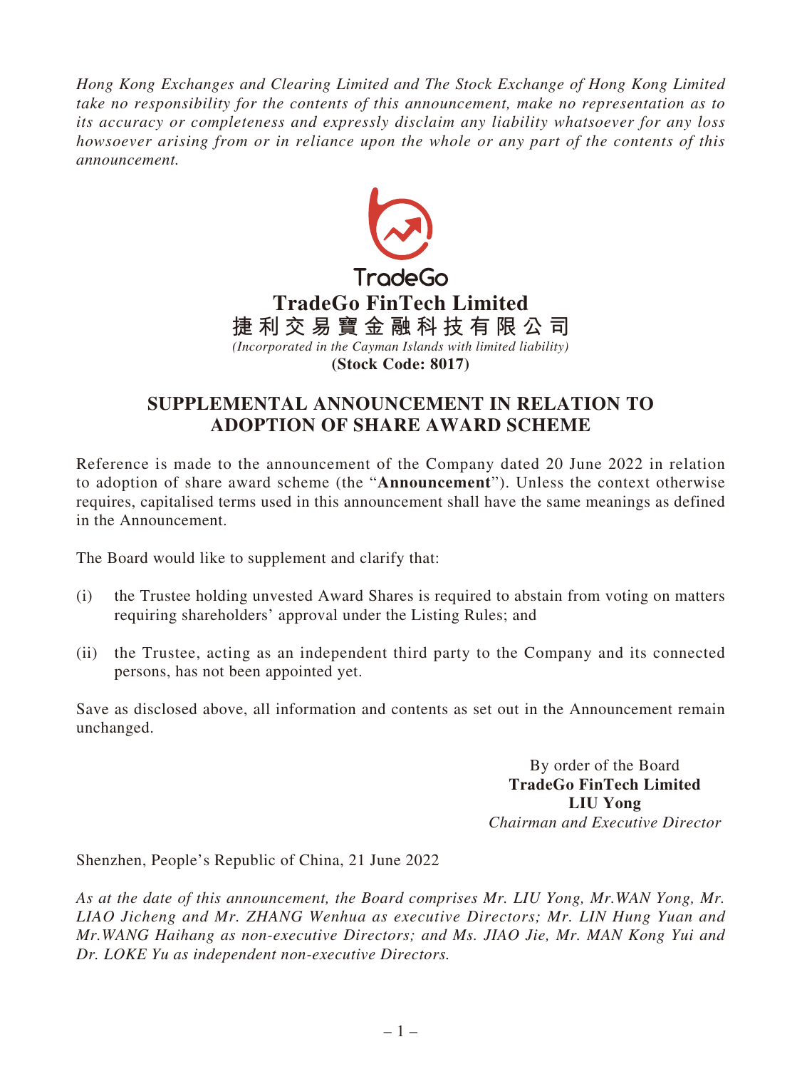*Hong Kong Exchanges and Clearing Limited and The Stock Exchange of Hong Kong Limited take no responsibility for the contents of this announcement, make no representation as to its accuracy or completeness and expressly disclaim any liability whatsoever for any loss howsoever arising from or in reliance upon the whole or any part of the contents of this announcement.*

TradeGo

# TradeGo FinTech Limited

# 捷利交易寶金融科技有限公司

*(Incorporated in the Cayman Islands with limited liability)*

**(Stock Code: 8017)**

## SUPPLEMENTAL ANNOUNCEMENT IN RELATION TO ADOPTION OF SHARE AWARD SCHEME

Reference is made to the announcement of the Company dated 20 June 2022 in relation to adoption of share award scheme (the "**Announcement**"). Unless the context otherwise requires, capitalised terms used in this announcement shall have the same meanings as defined in the Announcement.

The Board would like to supplement and clarify that:

(i) the Trustee holding unvested Award Shares is required to abstain from voting on matters requiring shareholders' approval under the Listing Rules; and

(ii) the Trustee, acting as an independent third party to the Company and its connected persons, has not been appointed yet.

Save as disclosed above, all information and contents as set out in the Announcement remain unchanged.

By order of the Board
**TradeGo FinTech Limited**
**LIU Yong**
*Chairman and Executive Director*

Shenzhen, People's Republic of China, 21 June 2022

*As at the date of this announcement, the Board comprises Mr. LIU Yong, Mr.WAN Yong, Mr. LIAO Jicheng and Mr. ZHANG Wenhua as executive Directors; Mr. LIN Hung Yuan and Mr.WANG Haihang as non-executive Directors; and Ms. JIAO Jie, Mr. MAN Kong Yui and Dr. LOKE Yu as independent non-executive Directors.*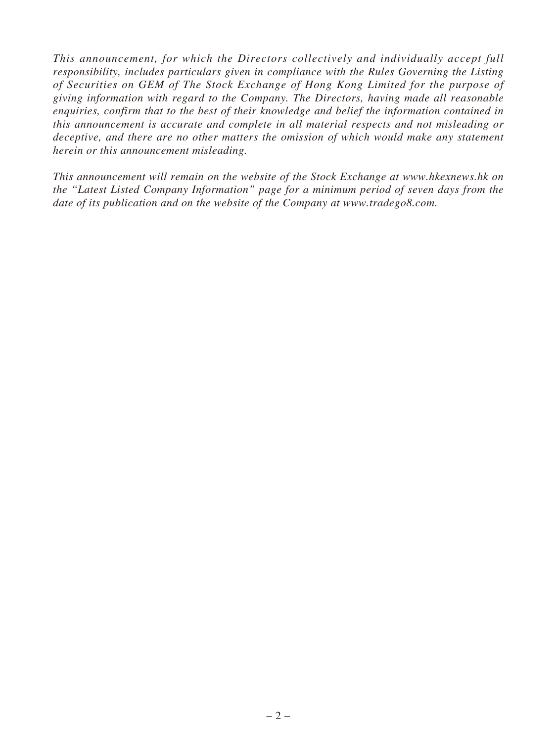*This announcement, for which the Directors collectively and individually accept full responsibility, includes particulars given in compliance with the Rules Governing the Listing of Securities on GEM of The Stock Exchange of Hong Kong Limited for the purpose of giving information with regard to the Company. The Directors, having made all reasonable enquiries, confirm that to the best of their knowledge and belief the information contained in this announcement is accurate and complete in all material respects and not misleading or deceptive, and there are no other matters the omission of which would make any statement herein or this announcement misleading.*

*This announcement will remain on the website of the Stock Exchange at www.hkexnews.hk on the "Latest Listed Company Information" page for a minimum period of seven days from the date of its publication and on the website of the Company at www.tradego8.com.*